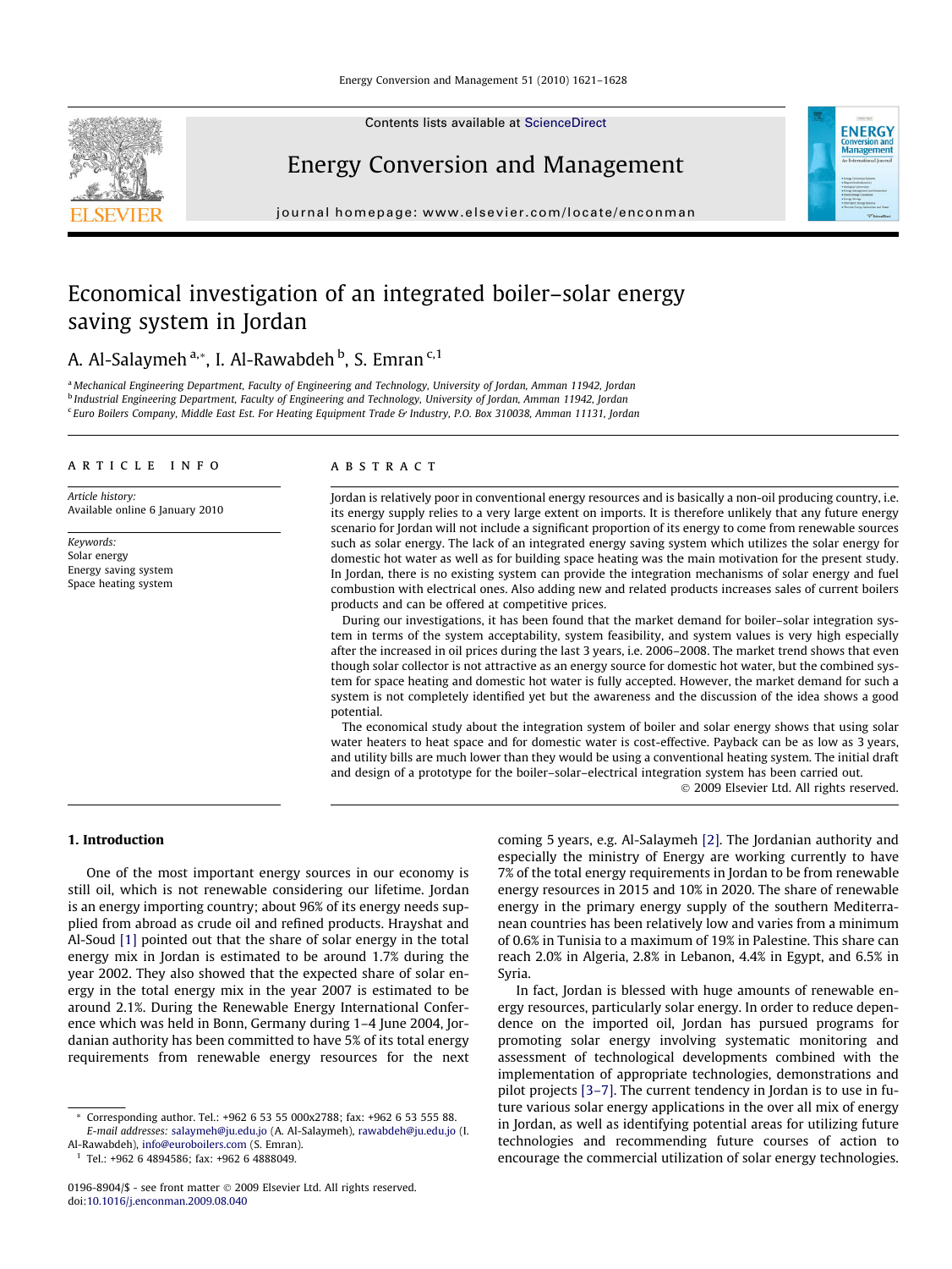# Economical investigation of an integrated boiler–solar energy saving system in Jordan

A. Al-Salaymeh [a,*], I. Al-Rawabdeh [b], S. Emran [c,1]

[a] Mechanical Engineering Department, Faculty of Engineering and Technology, University of Jordan, Amman 11942, Jordan
[b] Industrial Engineering Department, Faculty of Engineering and Technology, University of Jordan, Amman 11942, Jordan
[c] Euro Boilers Company, Middle East Est. For Heating Equipment Trade & Industry, P.O. Box 310038, Amman 11131, Jordan

## ARTICLE INFO

*Article history:*
Available online 6 January 2010

*Keywords:*
Solar energy
Energy saving system
Space heating system

## ABSTRACT

Jordan is relatively poor in conventional energy resources and is basically a non-oil producing country, i.e. its energy supply relies to a very large extent on imports. It is therefore unlikely that any future energy scenario for Jordan will not include a significant proportion of its energy to come from renewable sources such as solar energy. The lack of an integrated energy saving system which utilizes the solar energy for domestic hot water as well as for building space heating was the main motivation for the present study. In Jordan, there is no existing system can provide the integration mechanisms of solar energy and fuel combustion with electrical ones. Also adding new and related products increases sales of current boilers products and can be offered at competitive prices.

During our investigations, it has been found that the market demand for boiler–solar integration system in terms of the system acceptability, system feasibility, and system values is very high especially after the increased in oil prices during the last 3 years, i.e. 2006–2008. The market trend shows that even though solar collector is not attractive as an energy source for domestic hot water, but the combined system for space heating and domestic hot water is fully accepted. However, the market demand for such a system is not completely identified yet but the awareness and the discussion of the idea shows a good potential.

The economical study about the integration system of boiler and solar energy shows that using solar water heaters to heat space and for domestic water is cost-effective. Payback can be as low as 3 years, and utility bills are much lower than they would be using a conventional heating system. The initial draft and design of a prototype for the boiler–solar–electrical integration system has been carried out.

© 2009 Elsevier Ltd. All rights reserved.

## 1. Introduction

One of the most important energy sources in our economy is still oil, which is not renewable considering our lifetime. Jordan is an energy importing country; about 96% of its energy needs supplied from abroad as crude oil and refined products. Hrayshat and Al-Soud [1] pointed out that the share of solar energy in the total energy mix in Jordan is estimated to be around 1.7% during the year 2002. They also showed that the expected share of solar energy in the total energy mix in the year 2007 is estimated to be around 2.1%. During the Renewable Energy International Conference which was held in Bonn, Germany during 1–4 June 2004, Jordanian authority has been committed to have 5% of its total energy requirements from renewable energy resources for the next coming 5 years, e.g. Al-Salaymeh [2]. The Jordanian authority and especially the ministry of Energy are working currently to have 7% of the total energy requirements in Jordan to be from renewable energy resources in 2015 and 10% in 2020. The share of renewable energy in the primary energy supply of the southern Mediterranean countries has been relatively low and varies from a minimum of 0.6% in Tunisia to a maximum of 19% in Palestine. This share can reach 2.0% in Algeria, 2.8% in Lebanon, 4.4% in Egypt, and 6.5% in Syria.

In fact, Jordan is blessed with huge amounts of renewable energy resources, particularly solar energy. In order to reduce dependence on the imported oil, Jordan has pursued programs for promoting solar energy involving systematic monitoring and assessment of technological developments combined with the implementation of appropriate technologies, demonstrations and pilot projects [3–7]. The current tendency in Jordan is to use in future various solar energy applications in the over all mix of energy in Jordan, as well as identifying potential areas for utilizing future technologies and recommending future courses of action to encourage the commercial utilization of solar energy technologies.

---

* Corresponding author. Tel.: +962 6 53 55 000x2788; fax: +962 6 53 555 88.
*E-mail addresses:* salaymeh@ju.edu.jo (A. Al-Salaymeh), rawabdeh@ju.edu.jo (I. Al-Rawabdeh), info@euroboilers.com (S. Emran).

1 Tel.: +962 6 4894586; fax: +962 6 4888049.

0196-8904/$ - see front matter © 2009 Elsevier Ltd. All rights reserved.
doi:10.1016/j.enconman.2009.08.040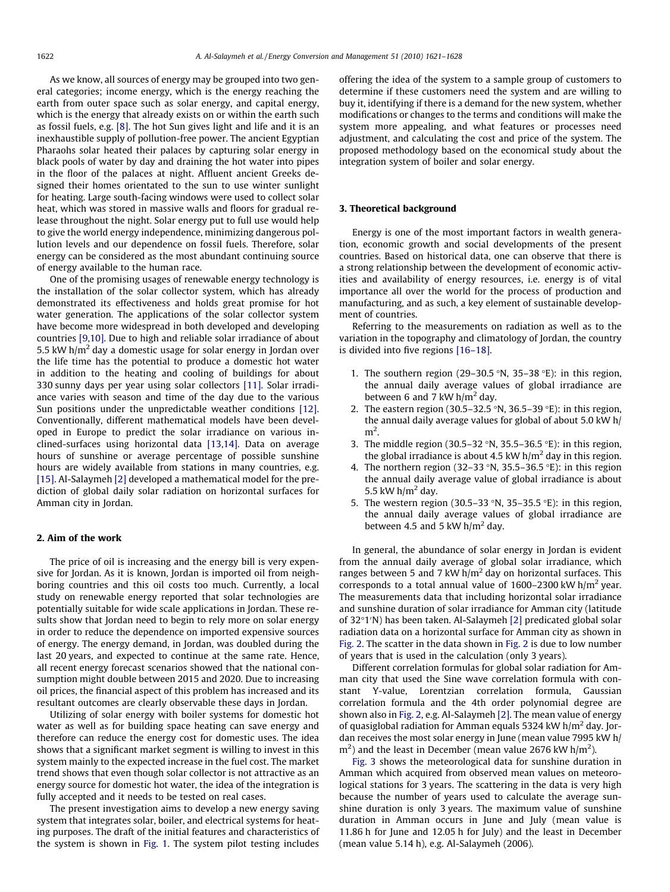As we know, all sources of energy may be grouped into two general categories; income energy, which is the energy reaching the earth from outer space such as solar energy, and capital energy, which is the energy that already exists on or within the earth such as fossil fuels, e.g. [8]. The hot Sun gives light and life and it is an inexhaustible supply of pollution-free power. The ancient Egyptian Pharaohs solar heated their palaces by capturing solar energy in black pools of water by day and draining the hot water into pipes in the floor of the palaces at night. Affluent ancient Greeks designed their homes orientated to the sun to use winter sunlight for heating. Large south-facing windows were used to collect solar heat, which was stored in massive walls and floors for gradual release throughout the night. Solar energy put to full use would help to give the world energy independence, minimizing dangerous pollution levels and our dependence on fossil fuels. Therefore, solar energy can be considered as the most abundant continuing source of energy available to the human race.

One of the promising usages of renewable energy technology is the installation of the solar collector system, which has already demonstrated its effectiveness and holds great promise for hot water generation. The applications of the solar collector system have become more widespread in both developed and developing countries [9,10]. Due to high and reliable solar irradiance of about 5.5 kW h/$m^2$ day a domestic usage for solar energy in Jordan over the life time has the potential to produce a domestic hot water in addition to the heating and cooling of buildings for about 330 sunny days per year using solar collectors [11]. Solar irradiance varies with season and time of the day due to the various Sun positions under the unpredictable weather conditions [12]. Conventionally, different mathematical models have been developed in Europe to predict the solar irradiance on various inclined-surfaces using horizontal data [13,14]. Data on average hours of sunshine or average percentage of possible sunshine hours are widely available from stations in many countries, e.g. [15]. Al-Salaymeh [2] developed a mathematical model for the prediction of global daily solar radiation on horizontal surfaces for Amman city in Jordan.

## 2. Aim of the work

The price of oil is increasing and the energy bill is very expensive for Jordan. As it is known, Jordan is imported oil from neighboring countries and this oil costs too much. Currently, a local study on renewable energy reported that solar technologies are potentially suitable for wide scale applications in Jordan. These results show that Jordan need to begin to rely more on solar energy in order to reduce the dependence on imported expensive sources of energy. The energy demand, in Jordan, was doubled during the last 20 years, and expected to continue at the same rate. Hence, all recent energy forecast scenarios showed that the national consumption might double between 2015 and 2020. Due to increasing oil prices, the financial aspect of this problem has increased and its resultant outcomes are clearly observable these days in Jordan.

Utilizing of solar energy with boiler systems for domestic hot water as well as for building space heating can save energy and therefore can reduce the energy cost for domestic uses. The idea shows that a significant market segment is willing to invest in this system mainly to the expected increase in the fuel cost. The market trend shows that even though solar collector is not attractive as an energy source for domestic hot water, the idea of the integration is fully accepted and it needs to be tested on real cases.

The present investigation aims to develop a new energy saving system that integrates solar, boiler, and electrical systems for heating purposes. The draft of the initial features and characteristics of the system is shown in Fig. 1. The system pilot testing includes offering the idea of the system to a sample group of customers to determine if these customers need the system and are willing to buy it, identifying if there is a demand for the new system, whether modifications or changes to the terms and conditions will make the system more appealing, and what features or processes need adjustment, and calculating the cost and price of the system. The proposed methodology based on the economical study about the integration system of boiler and solar energy.

## 3. Theoretical background

Energy is one of the most important factors in wealth generation, economic growth and social developments of the present countries. Based on historical data, one can observe that there is a strong relationship between the development of economic activities and availability of energy resources, i.e. energy is of vital importance all over the world for the process of production and manufacturing, and as such, a key element of sustainable development of countries.

Referring to the measurements on radiation as well as to the variation in the topography and climatology of Jordan, the country is divided into five regions [16–18].

1. The southern region (29–30.5 °N, 35–38 °E): in this region, the annual daily average values of global irradiance are between 6 and 7 kW h/$m^2$ day.
2. The eastern region (30.5–32.5 °N, 36.5–39 °E): in this region, the annual daily average values for global of about 5.0 kW h/$m^2$.
3. The middle region (30.5–32 °N, 35.5–36.5 °E): in this region, the global irradiance is about 4.5 kW h/$m^2$ day in this region.
4. The northern region (32–33 °N, 35.5–36.5 °E): in this region the annual daily average value of global irradiance is about 5.5 kW h/$m^2$ day.
5. The western region (30.5–33 °N, 35–35.5 °E): in this region, the annual daily average values of global irradiance are between 4.5 and 5 kW h/$m^2$ day.

In general, the abundance of solar energy in Jordan is evident from the annual daily average of global solar irradiance, which ranges between 5 and 7 kW h/$m^2$ day on horizontal surfaces. This corresponds to a total annual value of 1600–2300 kW h/$m^2$ year. The measurements data that including horizontal solar irradiance and sunshine duration of solar irradiance for Amman city (latitude of 32°1′N) has been taken. Al-Salaymeh [2] predicated global solar radiation data on a horizontal surface for Amman city as shown in Fig. 2. The scatter in the data shown in Fig. 2 is due to low number of years that is used in the calculation (only 3 years).

Different correlation formulas for global solar radiation for Amman city that used the Sine wave correlation formula with constant Y-value, Lorentzian correlation formula, Gaussian correlation formula and the 4th order polynomial degree are shown also in Fig. 2, e.g. Al-Salaymeh [2]. The mean value of energy of quasiglobal radiation for Amman equals 5324 kW h/$m^2$ day. Jordan receives the most solar energy in June (mean value 7995 kW h/$m^2$) and the least in December (mean value 2676 kW h/$m^2$).

Fig. 3 shows the meteorological data for sunshine duration in Amman which acquired from observed mean values on meteorological stations for 3 years. The scattering in the data is very high because the number of years used to calculate the average sunshine duration is only 3 years. The maximum value of sunshine duration in Amman occurs in June and July (mean value is 11.86 h for June and 12.05 h for July) and the least in December (mean value 5.14 h), e.g. Al-Salaymeh (2006).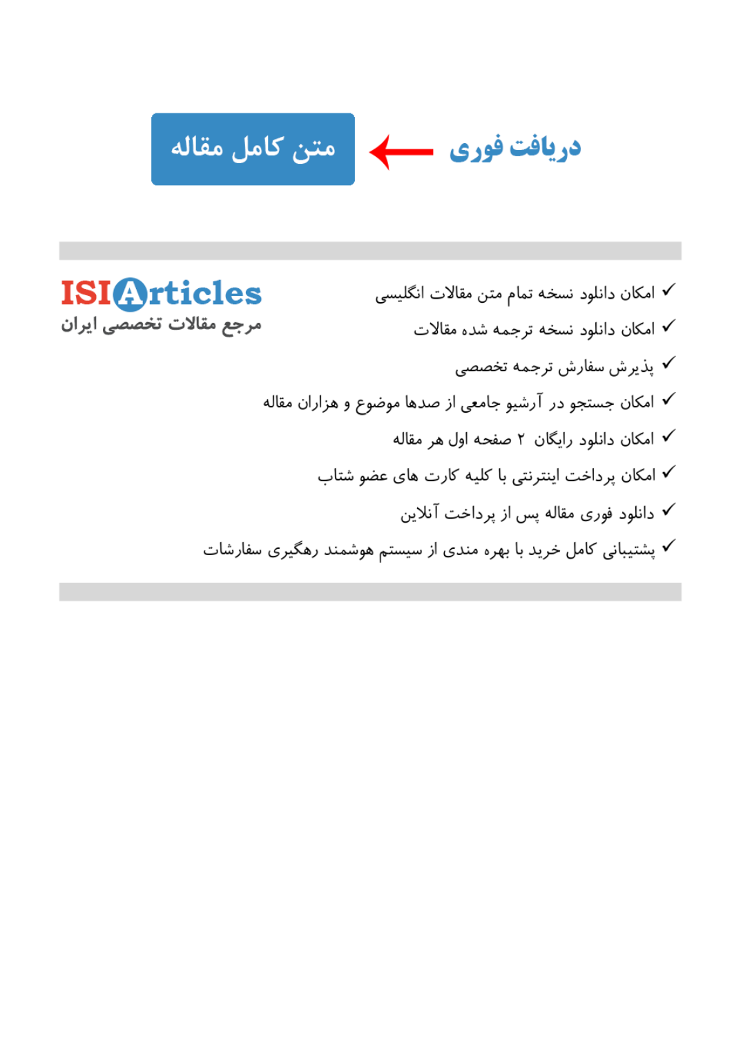دریافت فوری ← **متن کامل مقاله**

**ISIArticles**
مرجع مقالات تخصصی ایران

- ✓ امکان دانلود نسخه تمام متن مقالات انگلیسی
- ✓ امکان دانلود نسخه ترجمه شده مقالات
- ✓ پذیرش سفارش ترجمه تخصصی
- ✓ امکان جستجو در آرشیو جامعی از صدها موضوع و هزاران مقاله
- ✓ امکان دانلود رایگان ۲ صفحه اول هر مقاله
- ✓ امکان پرداخت اینترنتی با کلیه کارت های عضو شتاب
- ✓ دانلود فوری مقاله پس از پرداخت آنلاین
- ✓ پشتیبانی کامل خرید با بهره مندی از سیستم هوشمند رهگیری سفارشات